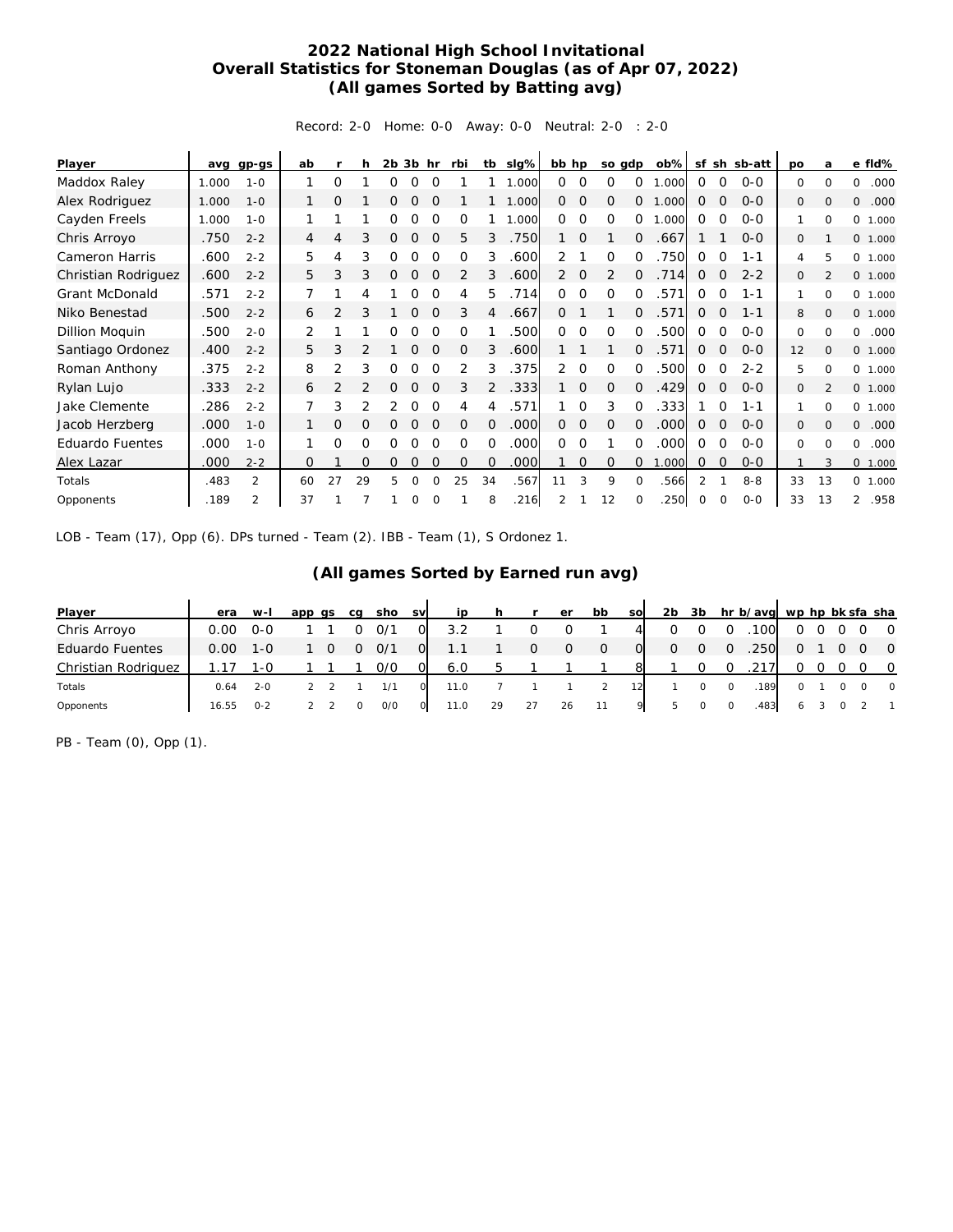# 2022 National High School Invitational
## Overall Statistics for Stoneman Douglas (as of Apr 07, 2022)
### (All games Sorted by Batting avg)

Record: 2-0 Home: 0-0 Away: 0-0 Neutral: 2-0 : 2-0

| Player | avg | gp-gs | ab | r | h | 2b | 3b | hr | rbi | tb | slg% | bb | hp | so | gdp | ob% | sf | sh | sb-att | po | a | e | fld% |
|---|---|---|---|---|---|---|---|---|---|---|---|---|---|---|---|---|---|---|---|---|---|---|---|
| Maddox Raley | 1.000 | 1-0 | 1 | 0 | 1 | 0 | 0 | 0 | 1 | 1 | 1.000 | 0 | 0 | 0 | 0 | 1.000 | 0 | 0 | 0-0 | 0 | 0 | 0 | .000 |
| Alex Rodriguez | 1.000 | 1-0 | 1 | 0 | 1 | 0 | 0 | 0 | 1 | 1 | 1.000 | 0 | 0 | 0 | 0 | 1.000 | 0 | 0 | 0-0 | 0 | 0 | 0 | .000 |
| Cayden Freels | 1.000 | 1-0 | 1 | 1 | 1 | 0 | 0 | 0 | 0 | 1 | 1.000 | 0 | 0 | 0 | 0 | 1.000 | 0 | 0 | 0-0 | 1 | 0 | 0 | 1.000 |
| Chris Arroyo | .750 | 2-2 | 4 | 4 | 3 | 0 | 0 | 0 | 5 | 3 | .750 | 1 | 0 | 1 | 0 | .667 | 1 | 1 | 0-0 | 0 | 1 | 0 | 1.000 |
| Cameron Harris | .600 | 2-2 | 5 | 4 | 3 | 0 | 0 | 0 | 0 | 3 | .600 | 2 | 1 | 0 | 0 | .750 | 0 | 0 | 1-1 | 4 | 5 | 0 | 1.000 |
| Christian Rodriguez | .600 | 2-2 | 5 | 3 | 3 | 0 | 0 | 0 | 2 | 3 | .600 | 2 | 0 | 2 | 0 | .714 | 0 | 0 | 2-2 | 0 | 2 | 0 | 1.000 |
| Grant McDonald | .571 | 2-2 | 7 | 1 | 4 | 1 | 0 | 0 | 4 | 5 | .714 | 0 | 0 | 0 | 0 | .571 | 0 | 0 | 1-1 | 1 | 0 | 0 | 1.000 |
| Niko Benestad | .500 | 2-2 | 6 | 2 | 3 | 1 | 0 | 0 | 3 | 4 | .667 | 0 | 1 | 1 | 0 | .571 | 0 | 0 | 1-1 | 8 | 0 | 0 | 1.000 |
| Dillion Moquin | .500 | 2-0 | 2 | 1 | 1 | 0 | 0 | 0 | 0 | 1 | .500 | 0 | 0 | 0 | 0 | .500 | 0 | 0 | 0-0 | 0 | 0 | 0 | .000 |
| Santiago Ordonez | .400 | 2-2 | 5 | 3 | 2 | 1 | 0 | 0 | 0 | 3 | .600 | 1 | 1 | 1 | 0 | .571 | 0 | 0 | 0-0 | 12 | 0 | 0 | 1.000 |
| Roman Anthony | .375 | 2-2 | 8 | 2 | 3 | 0 | 0 | 0 | 2 | 3 | .375 | 2 | 0 | 0 | 0 | .500 | 0 | 0 | 2-2 | 5 | 0 | 0 | 1.000 |
| Rylan Lujo | .333 | 2-2 | 6 | 2 | 2 | 0 | 0 | 0 | 3 | 2 | .333 | 1 | 0 | 0 | 0 | .429 | 0 | 0 | 0-0 | 0 | 2 | 0 | 1.000 |
| Jake Clemente | .286 | 2-2 | 7 | 3 | 2 | 2 | 0 | 0 | 4 | 4 | .571 | 1 | 0 | 3 | 0 | .333 | 1 | 0 | 1-1 | 1 | 0 | 0 | 1.000 |
| Jacob Herzberg | .000 | 1-0 | 1 | 0 | 0 | 0 | 0 | 0 | 0 | 0 | .000 | 0 | 0 | 0 | 0 | .000 | 0 | 0 | 0-0 | 0 | 0 | 0 | .000 |
| Eduardo Fuentes | .000 | 1-0 | 1 | 0 | 0 | 0 | 0 | 0 | 0 | 0 | .000 | 0 | 0 | 1 | 0 | .000 | 0 | 0 | 0-0 | 0 | 0 | 0 | .000 |
| Alex Lazar | .000 | 2-2 | 0 | 1 | 0 | 0 | 0 | 0 | 0 | 0 | .000 | 1 | 0 | 0 | 0 | 1.000 | 0 | 0 | 0-0 | 1 | 3 | 0 | 1.000 |
| Totals | .483 | 2 | 60 | 27 | 29 | 5 | 0 | 0 | 25 | 34 | .567 | 11 | 3 | 9 | 0 | .566 | 2 | 1 | 8-8 | 33 | 13 | 0 | 1.000 |
| Opponents | .189 | 2 | 37 | 1 | 7 | 1 | 0 | 0 | 1 | 8 | .216 | 2 | 1 | 12 | 0 | .250 | 0 | 0 | 0-0 | 33 | 13 | 2 | .958 |

LOB - Team (17), Opp (6). DPs turned - Team (2). IBB - Team (1), S Ordonez 1.

### (All games Sorted by Earned run avg)

| Player | era | w-l | app | gs | cg | sho | sv | ip | h | r | er | bb | so | 2b | 3b | hr | b/avg | wp | hp | bk | sfa | sha |
|---|---|---|---|---|---|---|---|---|---|---|---|---|---|---|---|---|---|---|---|---|---|---|
| Chris Arroyo | 0.00 | 0-0 | 1 | 1 | 0 | 0/1 | 0 | 3.2 | 1 | 0 | 0 | 1 | 4 | 0 | 0 | 0 | .100 | 0 | 0 | 0 | 0 | 0 |
| Eduardo Fuentes | 0.00 | 1-0 | 1 | 0 | 0 | 0/1 | 0 | 1.1 | 1 | 0 | 0 | 0 | 0 | 0 | 0 | 0 | .250 | 0 | 1 | 0 | 0 | 0 |
| Christian Rodriguez | 1.17 | 1-0 | 1 | 1 | 1 | 0/0 | 0 | 6.0 | 5 | 1 | 1 | 1 | 8 | 1 | 0 | 0 | .217 | 0 | 0 | 0 | 0 | 0 |
| Totals | 0.64 | 2-0 | 2 | 2 | 1 | 1/1 | 0 | 11.0 | 7 | 1 | 1 | 2 | 12 | 1 | 0 | 0 | .189 | 0 | 1 | 0 | 0 | 0 |
| Opponents | 16.55 | 0-2 | 2 | 2 | 0 | 0/0 | 0 | 11.0 | 29 | 27 | 26 | 11 | 9 | 5 | 0 | 0 | .483 | 6 | 3 | 0 | 2 | 1 |

PB - Team (0), Opp (1).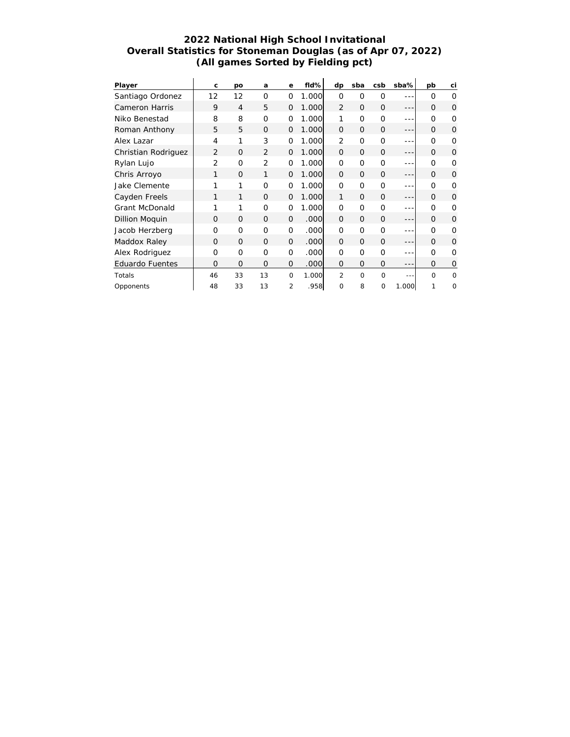# 2022 National High School Invitational
## Overall Statistics for Stoneman Douglas (as of Apr 07, 2022)
### (All games Sorted by Fielding pct)

| Player | c | po | a | e | fld% | dp | sba | csb | sba% | pb | ci |
|---|---|---|---|---|---|---|---|---|---|---|---|
| Santiago Ordonez | 12 | 12 | 0 | 0 | 1.000 | 0 | 0 | 0 | --- | 0 | 0 |
| Cameron Harris | 9 | 4 | 5 | 0 | 1.000 | 2 | 0 | 0 | --- | 0 | 0 |
| Niko Benestad | 8 | 8 | 0 | 0 | 1.000 | 1 | 0 | 0 | --- | 0 | 0 |
| Roman Anthony | 5 | 5 | 0 | 0 | 1.000 | 0 | 0 | 0 | --- | 0 | 0 |
| Alex Lazar | 4 | 1 | 3 | 0 | 1.000 | 2 | 0 | 0 | --- | 0 | 0 |
| Christian Rodriguez | 2 | 0 | 2 | 0 | 1.000 | 0 | 0 | 0 | --- | 0 | 0 |
| Rylan Lujo | 2 | 0 | 2 | 0 | 1.000 | 0 | 0 | 0 | --- | 0 | 0 |
| Chris Arroyo | 1 | 0 | 1 | 0 | 1.000 | 0 | 0 | 0 | --- | 0 | 0 |
| Jake Clemente | 1 | 1 | 0 | 0 | 1.000 | 0 | 0 | 0 | --- | 0 | 0 |
| Cayden Freels | 1 | 1 | 0 | 0 | 1.000 | 1 | 0 | 0 | --- | 0 | 0 |
| Grant McDonald | 1 | 1 | 0 | 0 | 1.000 | 0 | 0 | 0 | --- | 0 | 0 |
| Dillion Moquin | 0 | 0 | 0 | 0 | .000 | 0 | 0 | 0 | --- | 0 | 0 |
| Jacob Herzberg | 0 | 0 | 0 | 0 | .000 | 0 | 0 | 0 | --- | 0 | 0 |
| Maddox Raley | 0 | 0 | 0 | 0 | .000 | 0 | 0 | 0 | --- | 0 | 0 |
| Alex Rodriguez | 0 | 0 | 0 | 0 | .000 | 0 | 0 | 0 | --- | 0 | 0 |
| Eduardo Fuentes | 0 | 0 | 0 | 0 | .000 | 0 | 0 | 0 | --- | 0 | 0 |
| Totals | 46 | 33 | 13 | 0 | 1.000 | 2 | 0 | 0 | --- | 0 | 0 |
| Opponents | 48 | 33 | 13 | 2 | .958 | 0 | 8 | 0 | 1.000 | 1 | 0 |